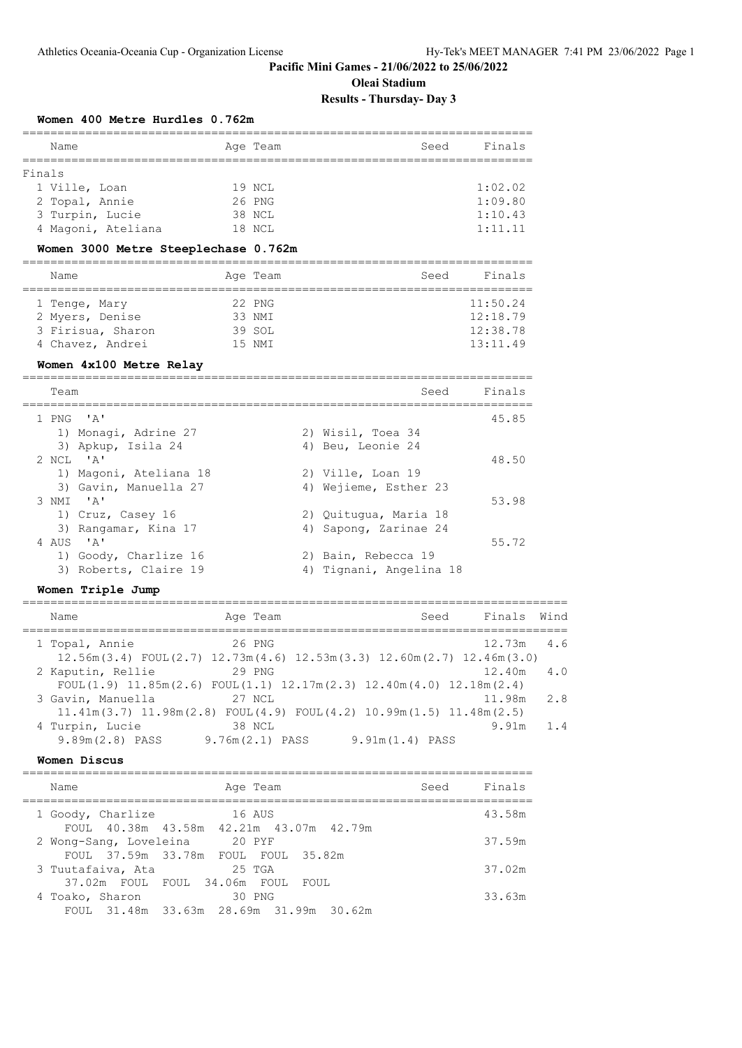# Pacific Mini Games - 21/06/2022 to 25/06/2022

## Oleai Stadium

## Results - Thursday- Day 3

### Women 400 Metre Hurdles 0.762m

**Finals**

| Place | Name | Age | Team | Seed | Finals |
|---|---|---|---|---|---|
| 1 | Ville, Loan | 19 | NCL | | 1:02.02 |
| 2 | Topal, Annie | 26 | PNG | | 1:09.80 |
| 3 | Turpin, Lucie | 38 | NCL | | 1:10.43 |
| 4 | Magoni, Ateliana | 18 | NCL | | 1:11.11 |

### Women 3000 Metre Steeplechase 0.762m

| Place | Name | Age | Team | Seed | Finals |
|---|---|---|---|---|---|
| 1 | Tenge, Mary | 22 | PNG | | 11:50.24 |
| 2 | Myers, Denise | 33 | NMI | | 12:18.79 |
| 3 | Firisua, Sharon | 39 | SOL | | 12:38.78 |
| 4 | Chavez, Andrei | 15 | NMI | | 13:11.49 |

### Women 4x100 Metre Relay

| Place | Team | Seed | Finals |
|---|---|---|---|
| 1 | PNG 'A' | | 45.85 |
| | 1) Monagi, Adrine 27; 2) Wisil, Toea 34; 3) Apkup, Isila 24; 4) Beu, Leonie 24 | | |
| 2 | NCL 'A' | | 48.50 |
| | 1) Magoni, Ateliana 18; 2) Ville, Loan 19; 3) Gavin, Manuella 27; 4) Wejieme, Esther 23 | | |
| 3 | NMI 'A' | | 53.98 |
| | 1) Cruz, Casey 16; 2) Quitugua, Maria 18; 3) Rangamar, Kina 17; 4) Sapong, Zarinae 24 | | |
| 4 | AUS 'A' | | 55.72 |
| | 1) Goody, Charlize 16; 2) Bain, Rebecca 19; 3) Roberts, Claire 19; 4) Tignani, Angelina 18 | | |

### Women Triple Jump

| Place | Name | Age | Team | Seed | Finals | Wind |
|---|---|---|---|---|---|---|
| 1 | Topal, Annie | 26 | PNG | | 12.73m | 4.6 |
| | 12.56m(3.4) FOUL(2.7) 12.73m(4.6) 12.53m(3.3) 12.60m(2.7) 12.46m(3.0) | | | | | |
| 2 | Kaputin, Rellie | 29 | PNG | | 12.40m | 4.0 |
| | FOUL(1.9) 11.85m(2.6) FOUL(1.1) 12.17m(2.3) 12.40m(4.0) 12.18m(2.4) | | | | | |
| 3 | Gavin, Manuella | 27 | NCL | | 11.98m | 2.8 |
| | 11.41m(3.7) 11.98m(2.8) FOUL(4.9) FOUL(4.2) 10.99m(1.5) 11.48m(2.5) | | | | | |
| 4 | Turpin, Lucie | 38 | NCL | | 9.91m | 1.4 |
| | 9.89m(2.8) PASS 9.76m(2.1) PASS 9.91m(1.4) PASS | | | | | |

### Women Discus

| Place | Name | Age | Team | Seed | Finals |
|---|---|---|---|---|---|
| 1 | Goody, Charlize | 16 | AUS | | 43.58m |
| | FOUL 40.38m 43.58m 42.21m 43.07m 42.79m | | | | |
| 2 | Wong-Sang, Loveleina | 20 | PYF | | 37.59m |
| | FOUL 37.59m 33.78m FOUL FOUL 35.82m | | | | |
| 3 | Tuutafaiva, Ata | 25 | TGA | | 37.02m |
| | 37.02m FOUL FOUL 34.06m FOUL FOUL | | | | |
| 4 | Toako, Sharon | 30 | PNG | | 33.63m |
| | FOUL 31.48m 33.63m 28.69m 31.99m 30.62m | | | | |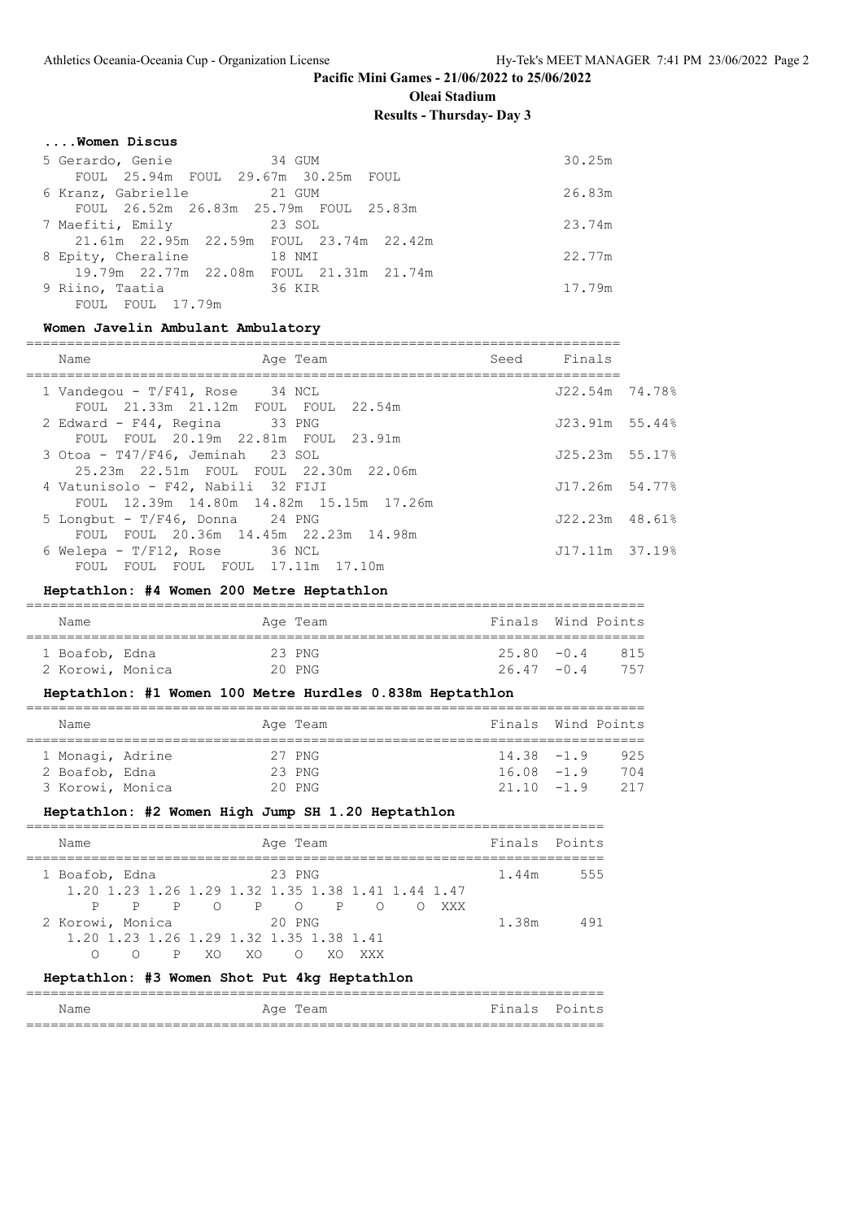**Pacific Mini Games - 21/06/2022 to 25/06/2022**

**Oleai Stadium**

**Results - Thursday- Day 3**

### ....Women Discus

| Place | Name | Age | Team | Finals |
|---|---|---|---|---|
| 5 | Gerardo, Genie | 34 | GUM | 30.25m |
| | FOUL 25.94m FOUL 29.67m 30.25m FOUL | | | |
| 6 | Kranz, Gabrielle | 21 | GUM | 26.83m |
| | FOUL 26.52m 26.83m 25.79m FOUL 25.83m | | | |
| 7 | Maefiti, Emily | 23 | SOL | 23.74m |
| | 21.61m 22.95m 22.59m FOUL 23.74m 22.42m | | | |
| 8 | Epity, Cheraline | 18 | NMI | 22.77m |
| | 19.79m 22.77m 22.08m FOUL 21.31m 21.74m | | | |
| 9 | Riino, Taatia | 36 | KIR | 17.79m |
| | FOUL FOUL 17.79m | | | |

### Women Javelin Ambulant Ambulatory

| Place | Name | Age | Team | Seed | Finals | |
|---|---|---|---|---|---|---|
| 1 | Vandegou - T/F41, Rose | 34 | NCL | | J22.54m | 74.78% |
| | FOUL 21.33m 21.12m FOUL FOUL 22.54m | | | | | |
| 2 | Edward - F44, Regina | 33 | PNG | | J23.91m | 55.44% |
| | FOUL FOUL 20.19m 22.81m FOUL 23.91m | | | | | |
| 3 | Otoa - T47/F46, Jeminah | 23 | SOL | | J25.23m | 55.17% |
| | 25.23m 22.51m FOUL FOUL 22.30m 22.06m | | | | | |
| 4 | Vatunisolo - F42, Nabili | 32 | FIJI | | J17.26m | 54.77% |
| | FOUL 12.39m 14.80m 14.82m 15.15m 17.26m | | | | | |
| 5 | Longbut - T/F46, Donna | 24 | PNG | | J22.23m | 48.61% |
| | FOUL FOUL 20.36m 14.45m 22.23m 14.98m | | | | | |
| 6 | Welepa - T/F12, Rose | 36 | NCL | | J17.11m | 37.19% |
| | FOUL FOUL FOUL FOUL 17.11m 17.10m | | | | | |

### Heptathlon: #4 Women 200 Metre Heptathlon

| Place | Name | Age | Team | Finals | Wind | Points |
|---|---|---|---|---|---|---|
| 1 | Boafob, Edna | 23 | PNG | 25.80 | -0.4 | 815 |
| 2 | Korowi, Monica | 20 | PNG | 26.47 | -0.4 | 757 |

### Heptathlon: #1 Women 100 Metre Hurdles 0.838m Heptathlon

| Place | Name | Age | Team | Finals | Wind | Points |
|---|---|---|---|---|---|---|
| 1 | Monagi, Adrine | 27 | PNG | 14.38 | -1.9 | 925 |
| 2 | Boafob, Edna | 23 | PNG | 16.08 | -1.9 | 704 |
| 3 | Korowi, Monica | 20 | PNG | 21.10 | -1.9 | 217 |

### Heptathlon: #2 Women High Jump SH 1.20 Heptathlon

| Place | Name | Age | Team | Finals | Points |
|---|---|---|---|---|---|
| 1 | Boafob, Edna | 23 | PNG | 1.44m | 555 |
| | 1.20 1.23 1.26 1.29 1.32 1.35 1.38 1.41 1.44 1.47 | | | | |
| | P P P O P O P O O XXX | | | | |
| 2 | Korowi, Monica | 20 | PNG | 1.38m | 491 |
| | 1.20 1.23 1.26 1.29 1.32 1.35 1.38 1.41 | | | | |
| | O O P XO XO O XO XXX | | | | |

### Heptathlon: #3 Women Shot Put 4kg Heptathlon

| Name | Age | Team | Finals | Points |
|---|---|---|---|---|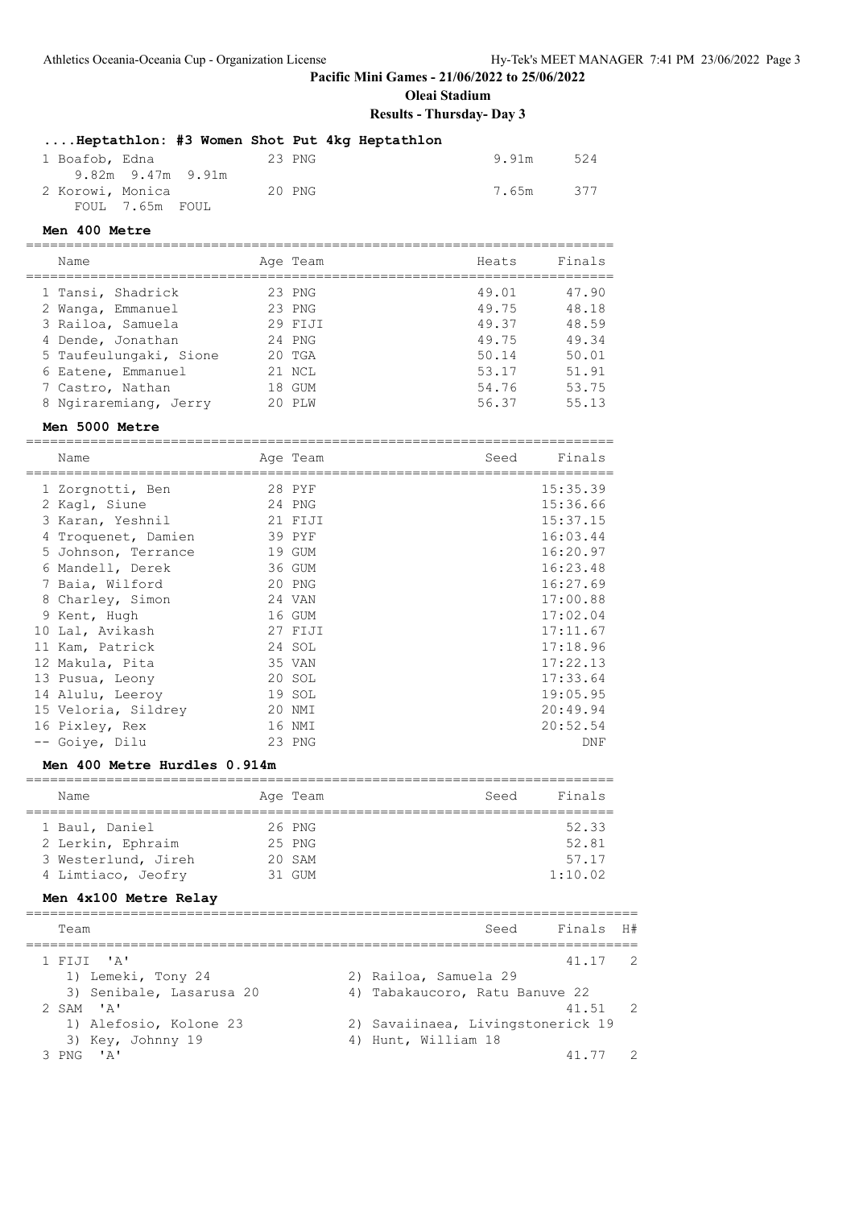Pacific Mini Games - 21/06/2022 to 25/06/2022

Oleai Stadium

Results - Thursday- Day 3

### ....Heptathlon: #3 Women Shot Put 4kg Heptathlon

| Name | Age | Team | Mark | Points |
|---|---|---|---|---|
| 1 Boafob, Edna | 23 | PNG | 9.91m | 524 |
| 9.82m 9.47m 9.91m | | | | |
| 2 Korowi, Monica | 20 | PNG | 7.65m | 377 |
| FOUL 7.65m FOUL | | | | |

### Men 400 Metre

| Name | Age | Team | Heats | Finals |
|---|---|---|---|---|
| 1 Tansi, Shadrick | 23 | PNG | 49.01 | 47.90 |
| 2 Wanga, Emmanuel | 23 | PNG | 49.75 | 48.18 |
| 3 Railoa, Samuela | 29 | FIJI | 49.37 | 48.59 |
| 4 Dende, Jonathan | 24 | PNG | 49.75 | 49.34 |
| 5 Taufeulungaki, Sione | 20 | TGA | 50.14 | 50.01 |
| 6 Eatene, Emmanuel | 21 | NCL | 53.17 | 51.91 |
| 7 Castro, Nathan | 18 | GUM | 54.76 | 53.75 |
| 8 Ngiraremiang, Jerry | 20 | PLW | 56.37 | 55.13 |

### Men 5000 Metre

| Name | Age | Team | Seed | Finals |
|---|---|---|---|---|
| 1 Zorgnotti, Ben | 28 | PYF | | 15:35.39 |
| 2 Kagl, Siune | 24 | PNG | | 15:36.66 |
| 3 Karan, Yeshnil | 21 | FIJI | | 15:37.15 |
| 4 Troquenet, Damien | 39 | PYF | | 16:03.44 |
| 5 Johnson, Terrance | 19 | GUM | | 16:20.97 |
| 6 Mandell, Derek | 36 | GUM | | 16:23.48 |
| 7 Baia, Wilford | 20 | PNG | | 16:27.69 |
| 8 Charley, Simon | 24 | VAN | | 17:00.88 |
| 9 Kent, Hugh | 16 | GUM | | 17:02.04 |
| 10 Lal, Avikash | 27 | FIJI | | 17:11.67 |
| 11 Kam, Patrick | 24 | SOL | | 17:18.96 |
| 12 Makula, Pita | 35 | VAN | | 17:22.13 |
| 13 Pusua, Leony | 20 | SOL | | 17:33.64 |
| 14 Alulu, Leeroy | 19 | SOL | | 19:05.95 |
| 15 Veloria, Sildrey | 20 | NMI | | 20:49.94 |
| 16 Pixley, Rex | 16 | NMI | | 20:52.54 |
| -- Goiye, Dilu | 23 | PNG | | DNF |

### Men 400 Metre Hurdles 0.914m

| Name | Age | Team | Seed | Finals |
|---|---|---|---|---|
| 1 Baul, Daniel | 26 | PNG | | 52.33 |
| 2 Lerkin, Ephraim | 25 | PNG | | 52.81 |
| 3 Westerlund, Jireh | 20 | SAM | | 57.17 |
| 4 Limtiaco, Jeofry | 31 | GUM | | 1:10.02 |

### Men 4x100 Metre Relay

| Team | | Seed | Finals | H# |
|---|---|---|---|---|
| 1 FIJI 'A' | | | 41.17 | 2 |
| 1) Lemeki, Tony 24 | 2) Railoa, Samuela 29 | | | |
| 3) Senibale, Lasarusa 20 | 4) Tabakaucoro, Ratu Banuve 22 | | | |
| 2 SAM 'A' | | | 41.51 | 2 |
| 1) Alefosio, Kolone 23 | 2) Savaiinaea, Livingstonerick 19 | | | |
| 3) Key, Johnny 19 | 4) Hunt, William 18 | | | |
| 3 PNG 'A' | | | 41.77 | 2 |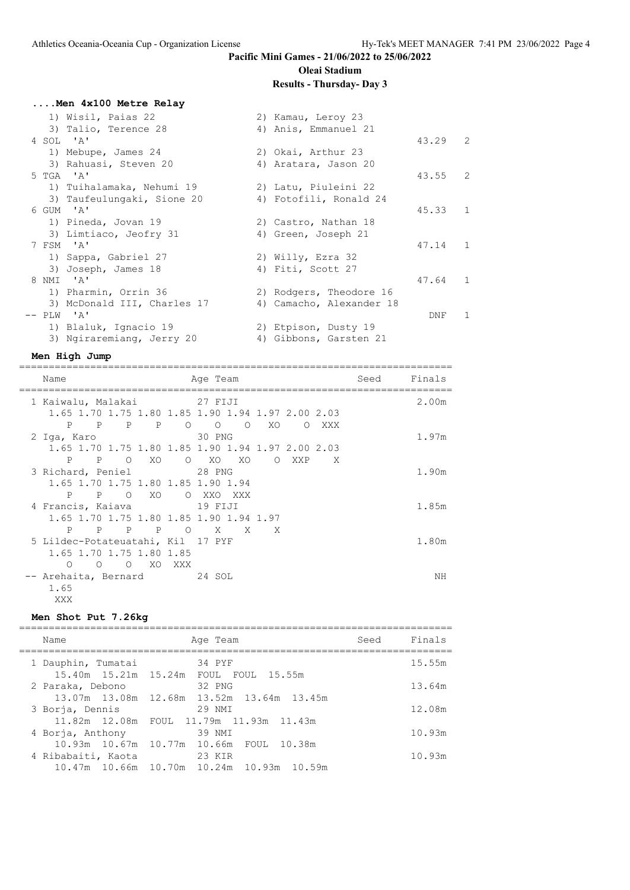# Pacific Mini Games - 21/06/2022 to 25/06/2022

**Oleai Stadium**

**Results - Thursday- Day 3**

### ....Men 4x100 Metre Relay

```
   1) Wisil, Paias 22                 2) Kamau, Leroy 23
   3) Talio, Terence 28               4) Anis, Emmanuel 21
 4 SOL  'A'                                                      43.29   2
   1) Mebupe, James 24                2) Okai, Arthur 23
   3) Rahuasi, Steven 20              4) Aratara, Jason 20
 5 TGA  'A'                                                      43.55   2
   1) Tuihalamaka, Nehumi 19          2) Latu, Piuleini 22
   3) Taufeulungaki, Sione 20         4) Fotofili, Ronald 24
 6 GUM  'A'                                                      45.33   1
   1) Pineda, Jovan 19                2) Castro, Nathan 18
   3) Limtiaco, Jeofry 31             4) Green, Joseph 21
 7 FSM  'A'                                                      47.14   1
   1) Sappa, Gabriel 27               2) Willy, Ezra 32
   3) Joseph, James 18                4) Fiti, Scott 27
 8 NMI  'A'                                                      47.64   1
   1) Pharmin, Orrin 36               2) Rodgers, Theodore 16
   3) McDonald III, Charles 17        4) Camacho, Alexander 18
-- PLW  'A'                                                        DNF   1
   1) Blaluk, Ignacio 19              2) Etpison, Dusty 19
   3) Ngiraremiang, Jerry 20          4) Gibbons, Garsten 21
```

### Men High Jump

```
=======================================================================
  Name                      Age Team                    Seed     Finals
=======================================================================
  1 Kaiwalu, Malakai         27 FIJI                              2.00m
     1.65 1.70 1.75 1.80 1.85 1.90 1.94 1.97 2.00 2.03
        P    P    P    P    O    O    O   XO    O  XXX
  2 Iga, Karo                30 PNG                               1.97m
     1.65 1.70 1.75 1.80 1.85 1.90 1.94 1.97 2.00 2.03
        P    P    O   XO    O   XO   XO    O  XXP    X
  3 Richard, Peniel          28 PNG                               1.90m
     1.65 1.70 1.75 1.80 1.85 1.90 1.94
        P    P    O   XO    O  XXO  XXX
  4 Francis, Kaiava          19 FIJI                              1.85m
     1.65 1.70 1.75 1.80 1.85 1.90 1.94 1.97
        P    P    P    P    O    X    X    X
  5 Lildec-Potateuatahi, Kil 17 PYF                               1.80m
     1.65 1.70 1.75 1.80 1.85
        O    O    O   XO  XXX
 -- Arehaita, Bernard        24 SOL                                  NH
     1.65
      XXX
```

### Men Shot Put 7.26kg

```
=======================================================================
  Name                      Age Team                    Seed     Finals
=======================================================================
  1 Dauphin, Tumatai         34 PYF                              15.55m
     15.40m  15.21m  15.24m  FOUL  FOUL  15.55m
  2 Paraka, Debono           32 PNG                              13.64m
     13.07m  13.08m  12.68m  13.52m  13.64m  13.45m
  3 Borja, Dennis            29 NMI                              12.08m
     11.82m  12.08m  FOUL  11.79m  11.93m  11.43m
  4 Borja, Anthony           39 NMI                              10.93m
     10.93m  10.67m  10.77m  10.66m  FOUL  10.38m
  4 Ribabaiti, Kaota         23 KIR                              10.93m
     10.47m  10.66m  10.70m  10.24m  10.93m  10.59m
```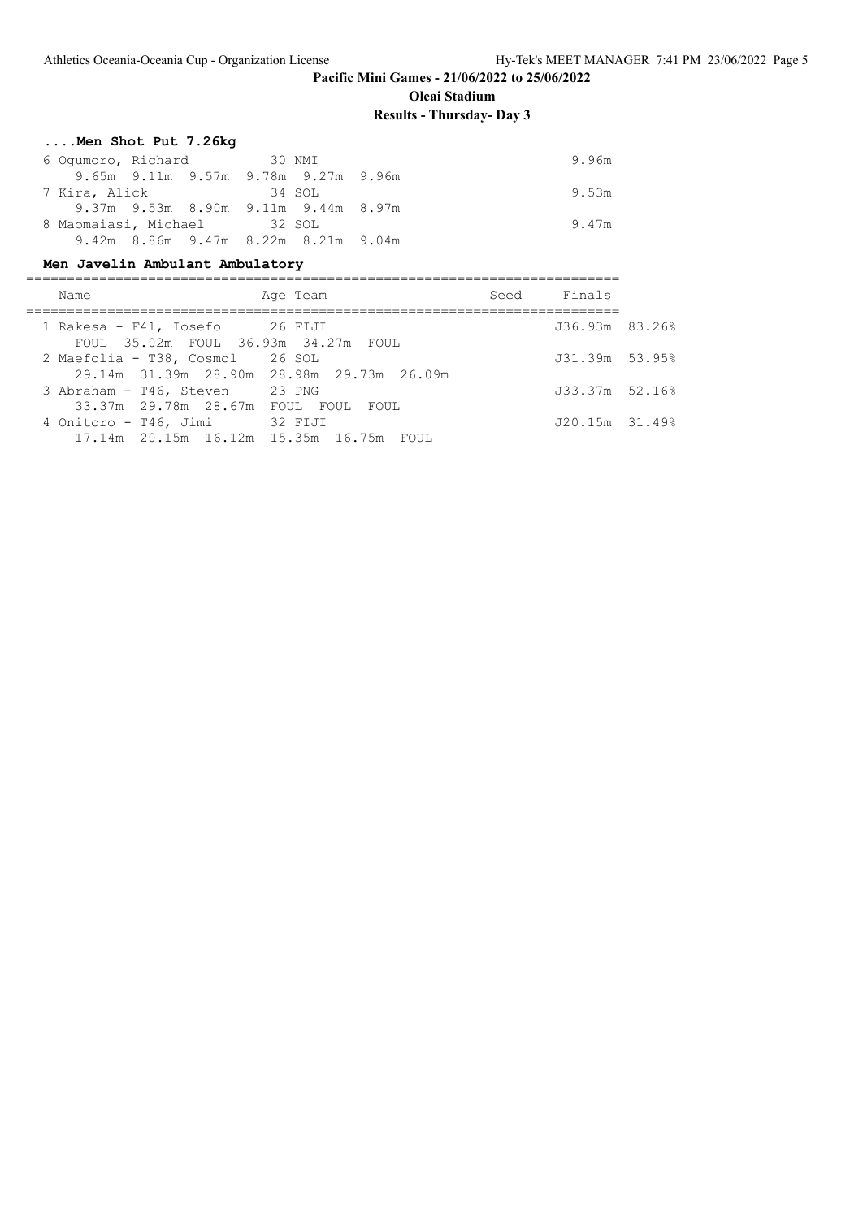Pacific Mini Games - 21/06/2022 to 25/06/2022

Oleai Stadium

Results - Thursday- Day 3

### ....Men Shot Put 7.26kg

| | | | |
|---|---|---|---|
| 6 Ogumoro, Richard | 30 | NMI | 9.96m |
| 9.65m 9.11m 9.57m 9.78m 9.27m 9.96m | | | |
| 7 Kira, Alick | 34 | SOL | 9.53m |
| 9.37m 9.53m 8.90m 9.11m 9.44m 8.97m | | | |
| 8 Maomaiasi, Michael | 32 | SOL | 9.47m |
| 9.42m 8.86m 9.47m 8.22m 8.21m 9.04m | | | |

### Men Javelin Ambulant Ambulatory

| Name | Age | Team | Seed | Finals | |
|---|---|---|---|---|---|
| 1 Rakesa - F41, Iosefo | 26 | FIJI | | J36.93m | 83.26% |
| FOUL 35.02m FOUL 36.93m 34.27m FOUL | | | | | |
| 2 Maefolia - T38, Cosmol | 26 | SOL | | J31.39m | 53.95% |
| 29.14m 31.39m 28.90m 28.98m 29.73m 26.09m | | | | | |
| 3 Abraham - T46, Steven | 23 | PNG | | J33.37m | 52.16% |
| 33.37m 29.78m 28.67m FOUL FOUL FOUL | | | | | |
| 4 Onitoro - T46, Jimi | 32 | FIJI | | J20.15m | 31.49% |
| 17.14m 20.15m 16.12m 15.35m 16.75m FOUL | | | | | |